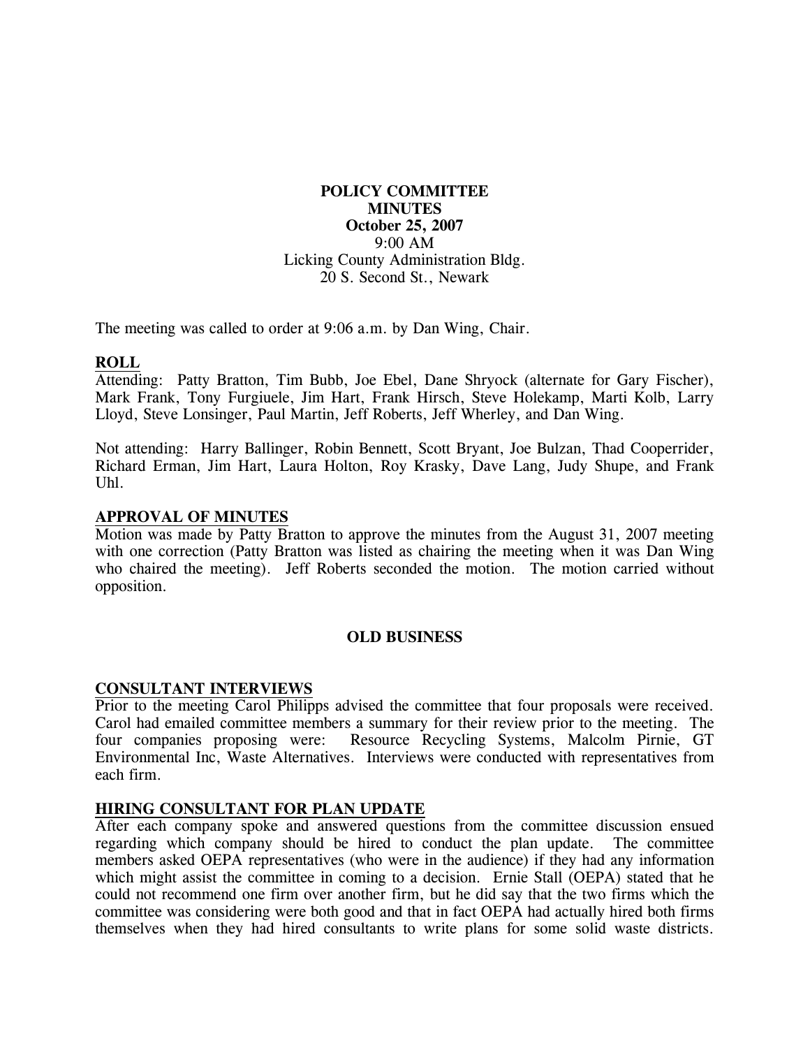**POLICY COMMITTEE**
**MINUTES**
**October 25, 2007**
9:00 AM
Licking County Administration Bldg.
20 S. Second St., Newark

The meeting was called to order at 9:06 a.m. by Dan Wing, Chair.

## ROLL

Attending: Patty Bratton, Tim Bubb, Joe Ebel, Dane Shryock (alternate for Gary Fischer), Mark Frank, Tony Furgiuele, Jim Hart, Frank Hirsch, Steve Holekamp, Marti Kolb, Larry Lloyd, Steve Lonsinger, Paul Martin, Jeff Roberts, Jeff Wherley, and Dan Wing.

Not attending: Harry Ballinger, Robin Bennett, Scott Bryant, Joe Bulzan, Thad Cooperrider, Richard Erman, Jim Hart, Laura Holton, Roy Krasky, Dave Lang, Judy Shupe, and Frank Uhl.

## APPROVAL OF MINUTES

Motion was made by Patty Bratton to approve the minutes from the August 31, 2007 meeting with one correction (Patty Bratton was listed as chairing the meeting when it was Dan Wing who chaired the meeting). Jeff Roberts seconded the motion. The motion carried without opposition.

# OLD BUSINESS

## CONSULTANT INTERVIEWS

Prior to the meeting Carol Philipps advised the committee that four proposals were received. Carol had emailed committee members a summary for their review prior to the meeting. The four companies proposing were: Resource Recycling Systems, Malcolm Pirnie, GT Environmental Inc, Waste Alternatives. Interviews were conducted with representatives from each firm.

## HIRING CONSULTANT FOR PLAN UPDATE

After each company spoke and answered questions from the committee discussion ensued regarding which company should be hired to conduct the plan update. The committee members asked OEPA representatives (who were in the audience) if they had any information which might assist the committee in coming to a decision. Ernie Stall (OEPA) stated that he could not recommend one firm over another firm, but he did say that the two firms which the committee was considering were both good and that in fact OEPA had actually hired both firms themselves when they had hired consultants to write plans for some solid waste districts.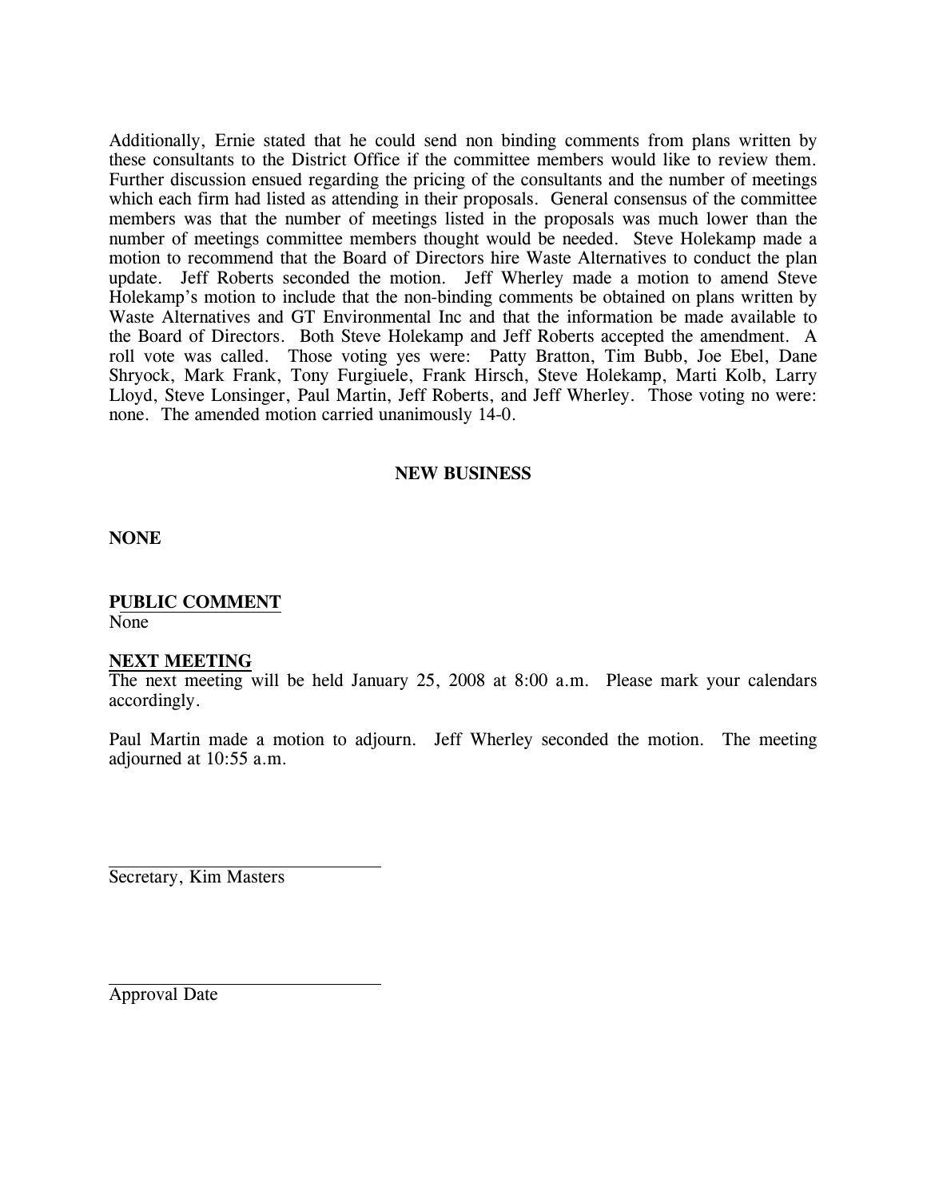Additionally, Ernie stated that he could send non binding comments from plans written by these consultants to the District Office if the committee members would like to review them. Further discussion ensued regarding the pricing of the consultants and the number of meetings which each firm had listed as attending in their proposals. General consensus of the committee members was that the number of meetings listed in the proposals was much lower than the number of meetings committee members thought would be needed. Steve Holekamp made a motion to recommend that the Board of Directors hire Waste Alternatives to conduct the plan update. Jeff Roberts seconded the motion. Jeff Wherley made a motion to amend Steve Holekamp's motion to include that the non-binding comments be obtained on plans written by Waste Alternatives and GT Environmental Inc and that the information be made available to the Board of Directors. Both Steve Holekamp and Jeff Roberts accepted the amendment. A roll vote was called. Those voting yes were: Patty Bratton, Tim Bubb, Joe Ebel, Dane Shryock, Mark Frank, Tony Furgiuele, Frank Hirsch, Steve Holekamp, Marti Kolb, Larry Lloyd, Steve Lonsinger, Paul Martin, Jeff Roberts, and Jeff Wherley. Those voting no were: none. The amended motion carried unanimously 14-0.

## NEW BUSINESS

**NONE**

**PUBLIC COMMENT**

None

**NEXT MEETING**

The next meeting will be held January 25, 2008 at 8:00 a.m. Please mark your calendars accordingly.

Paul Martin made a motion to adjourn. Jeff Wherley seconded the motion. The meeting adjourned at 10:55 a.m.

Secretary, Kim Masters

Approval Date